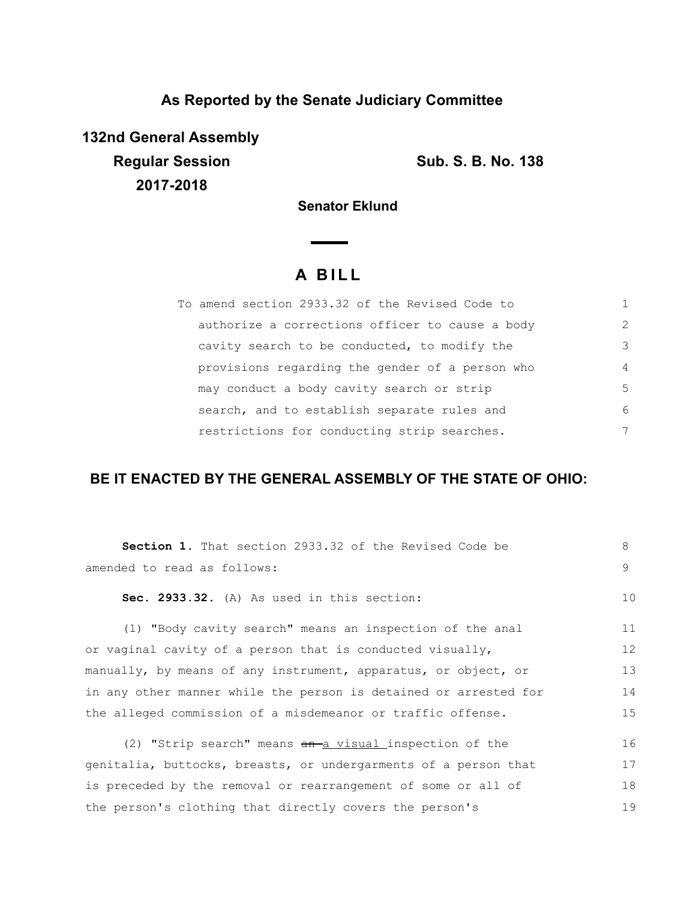**As Reported by the Senate Judiciary Committee**

**132nd General Assembly**
**Regular Session**
**2017-2018**

**Sub. S. B. No. 138**

**Senator Eklund**

# A BILL

To amend section 2933.32 of the Revised Code to authorize a corrections officer to cause a body cavity search to be conducted, to modify the provisions regarding the gender of a person who may conduct a body cavity search or strip search, and to establish separate rules and restrictions for conducting strip searches.

## BE IT ENACTED BY THE GENERAL ASSEMBLY OF THE STATE OF OHIO:

**Section 1.** That section 2933.32 of the Revised Code be amended to read as follows:

**Sec. 2933.32.** (A) As used in this section:

(1) "Body cavity search" means an inspection of the anal or vaginal cavity of a person that is conducted visually, manually, by means of any instrument, apparatus, or object, or in any other manner while the person is detained or arrested for the alleged commission of a misdemeanor or traffic offense.

(2) "Strip search" means ~~an~~ a visual inspection of the genitalia, buttocks, breasts, or undergarments of a person that is preceded by the removal or rearrangement of some or all of the person's clothing that directly covers the person's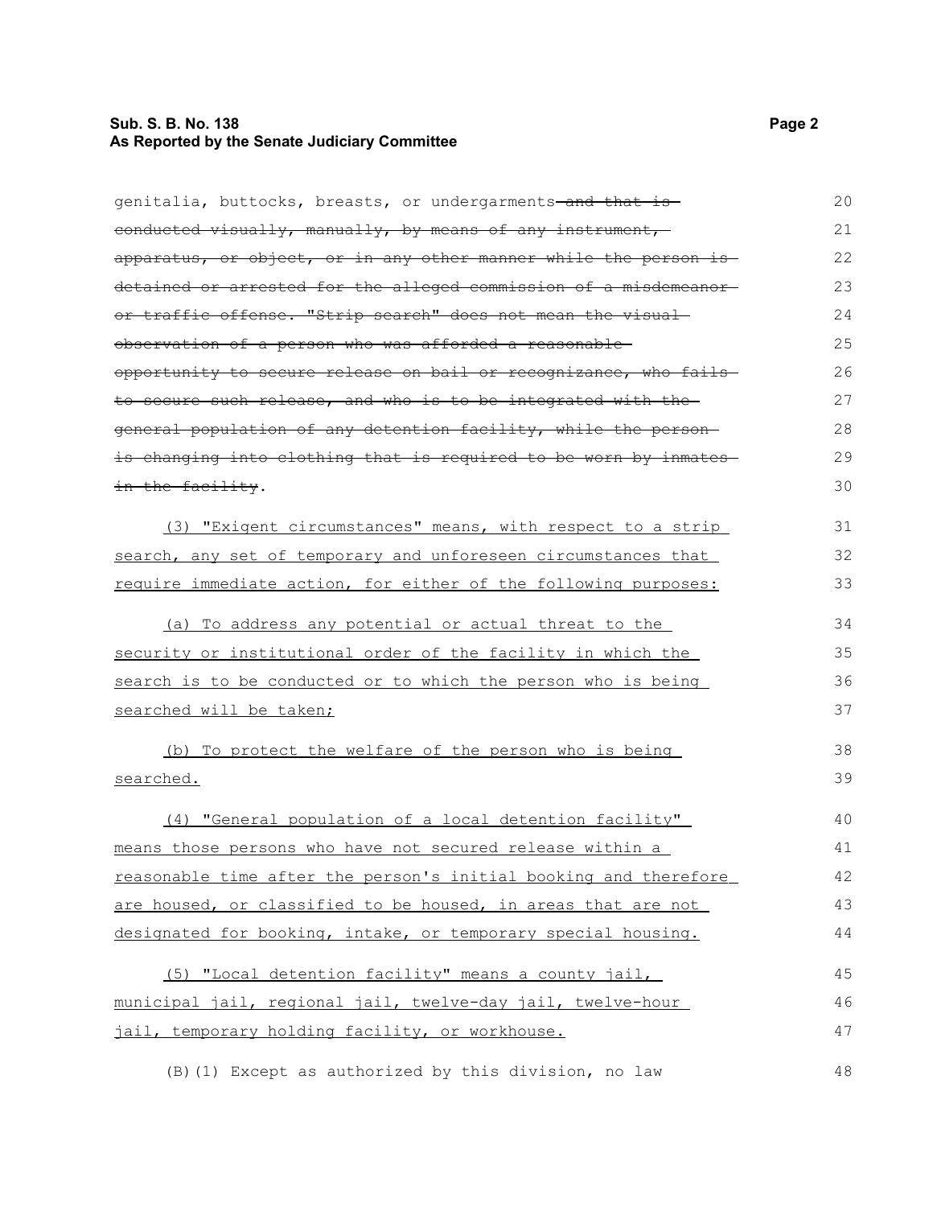genitalia, buttocks, breasts, or undergarments~~ and that is conducted visually, manually, by means of any instrument, apparatus, or object, or in any other manner while the person is detained or arrested for the alleged commission of a misdemeanor or traffic offense. "Strip search" does not mean the visual observation of a person who was afforded a reasonable opportunity to secure release on bail or recognizance, who fails to secure such release, and who is to be integrated with the general population of any detention facility, while the person is changing into clothing that is required to be worn by inmates in the facility~~.

<u>(3) "Exigent circumstances" means, with respect to a strip search, any set of temporary and unforeseen circumstances that require immediate action, for either of the following purposes:</u>

<u>(a) To address any potential or actual threat to the security or institutional order of the facility in which the search is to be conducted or to which the person who is being searched will be taken;</u>

<u>(b) To protect the welfare of the person who is being searched.</u>

<u>(4) "General population of a local detention facility" means those persons who have not secured release within a reasonable time after the person's initial booking and therefore are housed, or classified to be housed, in areas that are not designated for booking, intake, or temporary special housing.</u>

<u>(5) "Local detention facility" means a county jail, municipal jail, regional jail, twelve-day jail, twelve-hour jail, temporary holding facility, or workhouse.</u>

(B)(1) Except as authorized by this division, no law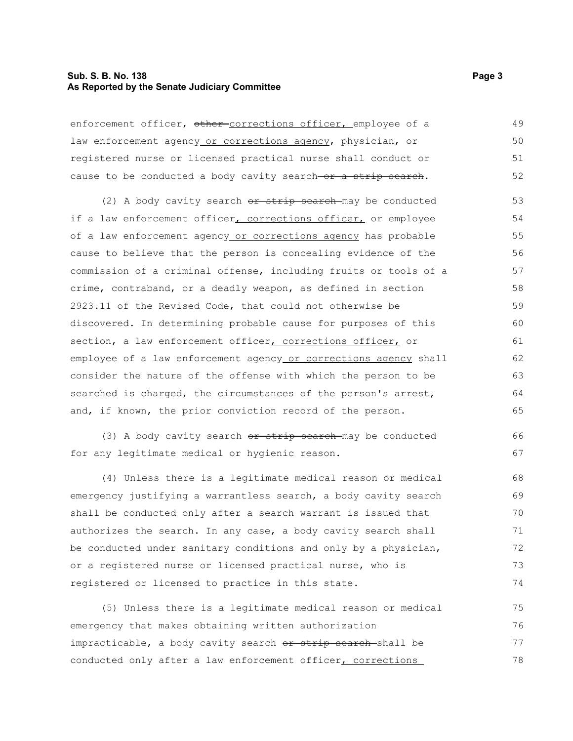enforcement officer, ~~other~~ corrections officer, employee of a law enforcement agency or corrections agency, physician, or registered nurse or licensed practical nurse shall conduct or cause to be conducted a body cavity search ~~or a strip search~~.

(2) A body cavity search ~~or strip search~~ may be conducted if a law enforcement officer, corrections officer, or employee of a law enforcement agency or corrections agency has probable cause to believe that the person is concealing evidence of the commission of a criminal offense, including fruits or tools of a crime, contraband, or a deadly weapon, as defined in section 2923.11 of the Revised Code, that could not otherwise be discovered. In determining probable cause for purposes of this section, a law enforcement officer, corrections officer, or employee of a law enforcement agency or corrections agency shall consider the nature of the offense with which the person to be searched is charged, the circumstances of the person's arrest, and, if known, the prior conviction record of the person.

(3) A body cavity search ~~or strip search~~ may be conducted for any legitimate medical or hygienic reason.

(4) Unless there is a legitimate medical reason or medical emergency justifying a warrantless search, a body cavity search shall be conducted only after a search warrant is issued that authorizes the search. In any case, a body cavity search shall be conducted under sanitary conditions and only by a physician, or a registered nurse or licensed practical nurse, who is registered or licensed to practice in this state.

(5) Unless there is a legitimate medical reason or medical emergency that makes obtaining written authorization impracticable, a body cavity search ~~or strip search~~ shall be conducted only after a law enforcement officer, corrections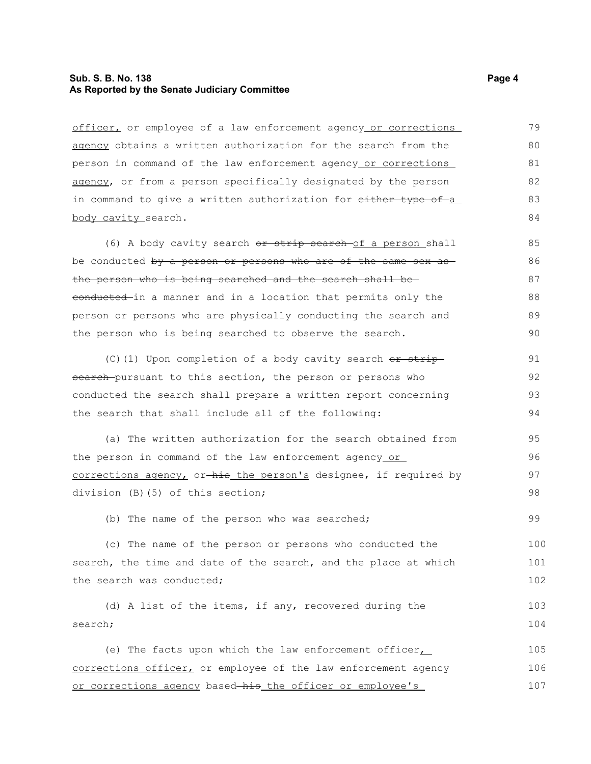<u>officer,</u> or employee of a law enforcement agency<u> or corrections agency</u> obtains a written authorization for the search from the person in command of the law enforcement agency<u> or corrections agency</u>, or from a person specifically designated by the person in command to give a written authorization for ~~either type of~~<u> a body cavity </u>search.

(6) A body cavity search ~~or strip search~~ <u>of a person </u>shall be conducted ~~by a person or persons who are of the same sex as the person who is being searched and the search shall be conducted~~ in a manner and in a location that permits only the person or persons who are physically conducting the search and the person who is being searched to observe the search.

(C)(1) Upon completion of a body cavity search ~~or strip search~~ pursuant to this section, the person or persons who conducted the search shall prepare a written report concerning the search that shall include all of the following:

(a) The written authorization for the search obtained from the person in command of the law enforcement agency<u> or corrections agency,</u> or ~~his~~<u> the person's</u> designee, if required by division (B)(5) of this section;

(b) The name of the person who was searched;

(c) The name of the person or persons who conducted the search, the time and date of the search, and the place at which the search was conducted;

(d) A list of the items, if any, recovered during the search;

(e) The facts upon which the law enforcement officer<u>, corrections officer,</u> or employee of the law enforcement agency <u>or corrections agency</u> based ~~his~~<u> the officer or employee's</u>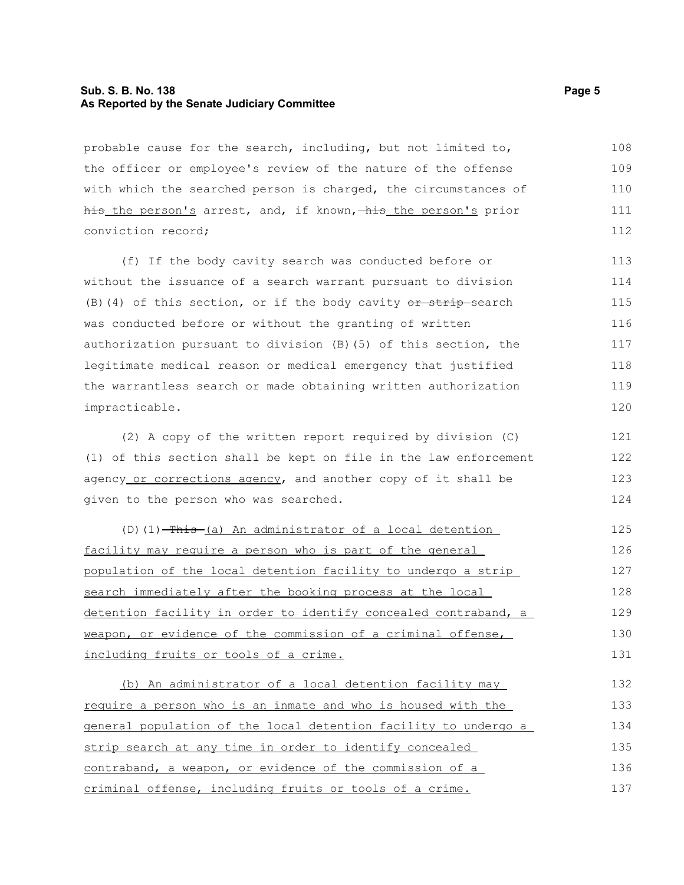probable cause for the search, including, but not limited to, the officer or employee's review of the nature of the offense with which the searched person is charged, the circumstances of ~~his~~ the person's arrest, and, if known, ~~his~~ the person's prior conviction record;

(f) If the body cavity search was conducted before or without the issuance of a search warrant pursuant to division (B)(4) of this section, or if the body cavity ~~or strip~~ search was conducted before or without the granting of written authorization pursuant to division (B)(5) of this section, the legitimate medical reason or medical emergency that justified the warrantless search or made obtaining written authorization impracticable.

(2) A copy of the written report required by division (C)(1) of this section shall be kept on file in the law enforcement agency or corrections agency, and another copy of it shall be given to the person who was searched.

(D)(1) ~~This~~ (a) An administrator of a local detention facility may require a person who is part of the general population of the local detention facility to undergo a strip search immediately after the booking process at the local detention facility in order to identify concealed contraband, a weapon, or evidence of the commission of a criminal offense, including fruits or tools of a crime.

(b) An administrator of a local detention facility may require a person who is an inmate and who is housed with the general population of the local detention facility to undergo a strip search at any time in order to identify concealed contraband, a weapon, or evidence of the commission of a criminal offense, including fruits or tools of a crime.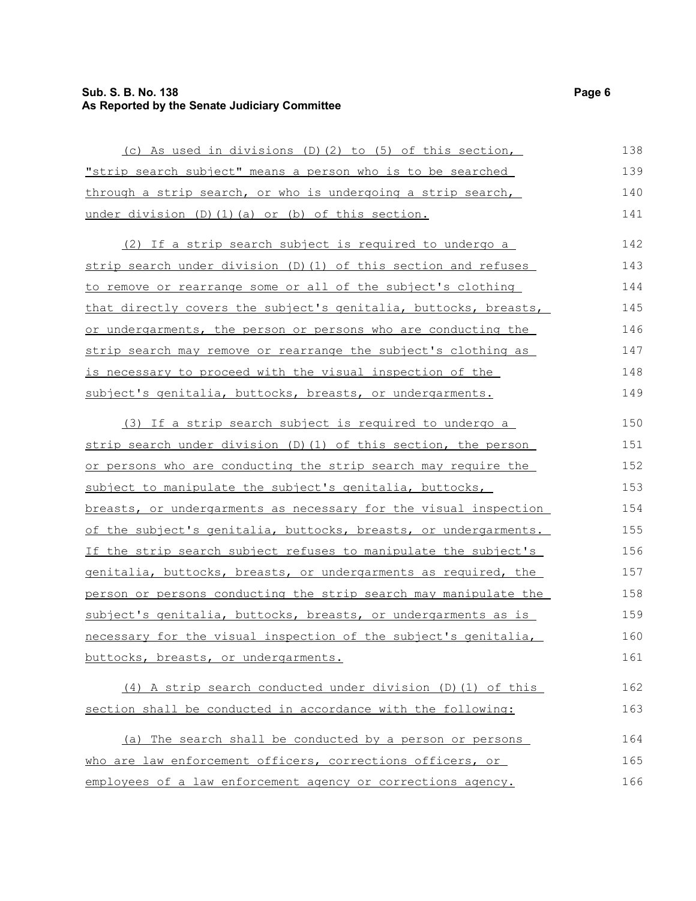(c) As used in divisions (D)(2) to (5) of this section, "strip search subject" means a person who is to be searched through a strip search, or who is undergoing a strip search, under division (D)(1)(a) or (b) of this section.

(2) If a strip search subject is required to undergo a strip search under division (D)(1) of this section and refuses to remove or rearrange some or all of the subject's clothing that directly covers the subject's genitalia, buttocks, breasts, or undergarments, the person or persons who are conducting the strip search may remove or rearrange the subject's clothing as is necessary to proceed with the visual inspection of the subject's genitalia, buttocks, breasts, or undergarments.

(3) If a strip search subject is required to undergo a strip search under division (D)(1) of this section, the person or persons who are conducting the strip search may require the subject to manipulate the subject's genitalia, buttocks, breasts, or undergarments as necessary for the visual inspection of the subject's genitalia, buttocks, breasts, or undergarments. If the strip search subject refuses to manipulate the subject's genitalia, buttocks, breasts, or undergarments as required, the person or persons conducting the strip search may manipulate the subject's genitalia, buttocks, breasts, or undergarments as is necessary for the visual inspection of the subject's genitalia, buttocks, breasts, or undergarments.

(4) A strip search conducted under division (D)(1) of this section shall be conducted in accordance with the following:

(a) The search shall be conducted by a person or persons who are law enforcement officers, corrections officers, or employees of a law enforcement agency or corrections agency.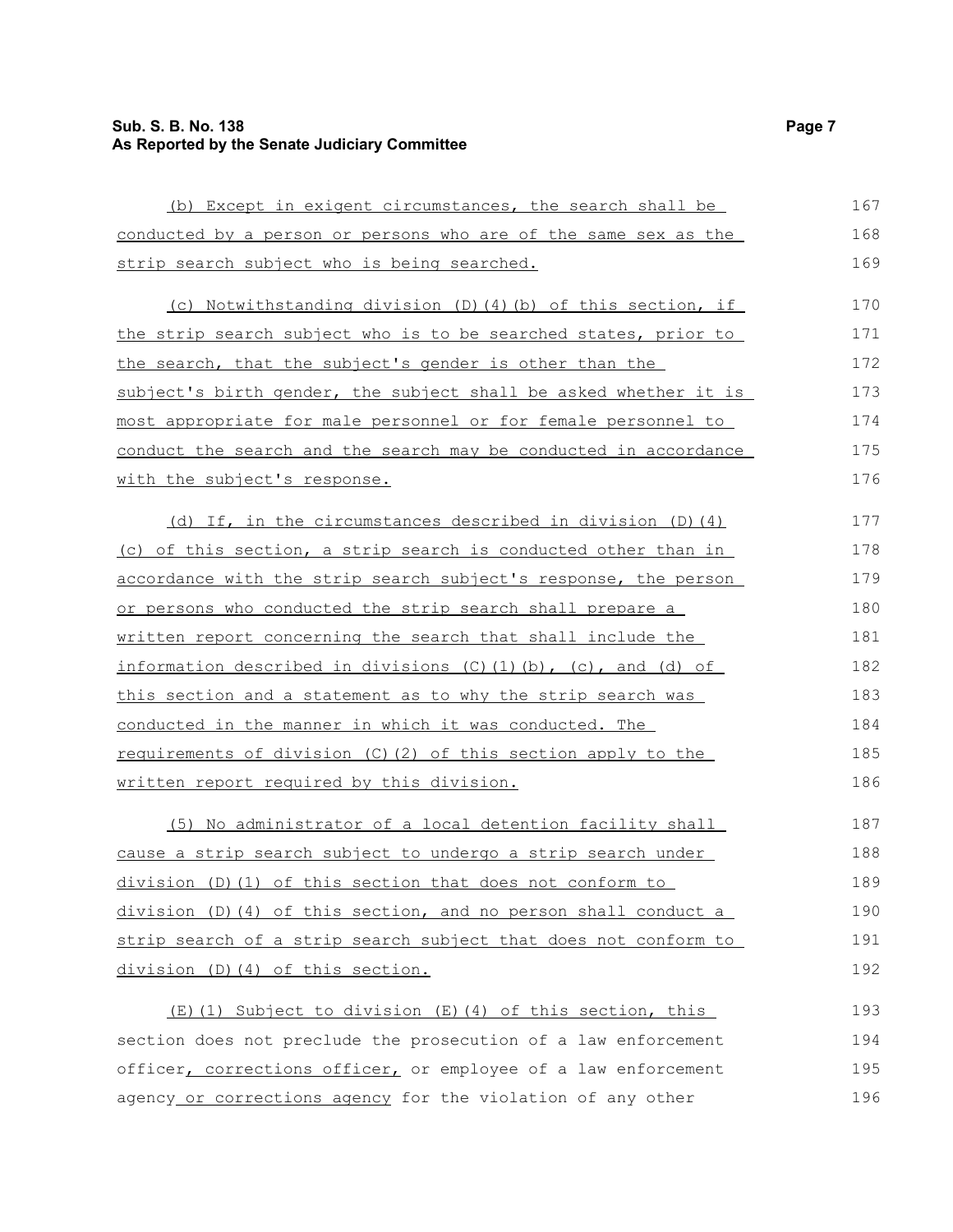(b) Except in exigent circumstances, the search shall be conducted by a person or persons who are of the same sex as the strip search subject who is being searched.

(c) Notwithstanding division (D)(4)(b) of this section, if the strip search subject who is to be searched states, prior to the search, that the subject's gender is other than the subject's birth gender, the subject shall be asked whether it is most appropriate for male personnel or for female personnel to conduct the search and the search may be conducted in accordance with the subject's response.

(d) If, in the circumstances described in division (D)(4)(c) of this section, a strip search is conducted other than in accordance with the strip search subject's response, the person or persons who conducted the strip search shall prepare a written report concerning the search that shall include the information described in divisions (C)(1)(b), (c), and (d) of this section and a statement as to why the strip search was conducted in the manner in which it was conducted. The requirements of division (C)(2) of this section apply to the written report required by this division.

(5) No administrator of a local detention facility shall cause a strip search subject to undergo a strip search under division (D)(1) of this section that does not conform to division (D)(4) of this section, and no person shall conduct a strip search of a strip search subject that does not conform to division (D)(4) of this section.

(E)(1) Subject to division (E)(4) of this section, this section does not preclude the prosecution of a law enforcement officer, corrections officer, or employee of a law enforcement agency or corrections agency for the violation of any other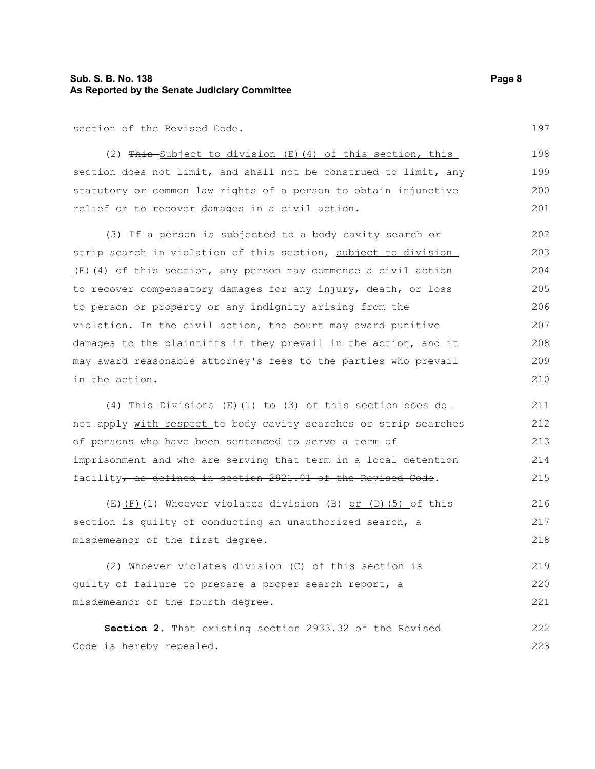section of the Revised Code.

(2) ~~This~~ Subject to division (E)(4) of this section, this section does not limit, and shall not be construed to limit, any statutory or common law rights of a person to obtain injunctive relief or to recover damages in a civil action.

(3) If a person is subjected to a body cavity search or strip search in violation of this section, subject to division (E)(4) of this section, any person may commence a civil action to recover compensatory damages for any injury, death, or loss to person or property or any indignity arising from the violation. In the civil action, the court may award punitive damages to the plaintiffs if they prevail in the action, and it may award reasonable attorney's fees to the parties who prevail in the action.

(4) ~~This~~ Divisions (E)(1) to (3) of this section ~~does~~ do not apply with respect to body cavity searches or strip searches of persons who have been sentenced to serve a term of imprisonment and who are serving that term in a local detention facility~~, as defined in section 2921.01 of the Revised Code~~.

~~(E)~~(F)(1) Whoever violates division (B) or (D)(5) of this section is guilty of conducting an unauthorized search, a misdemeanor of the first degree.

(2) Whoever violates division (C) of this section is guilty of failure to prepare a proper search report, a misdemeanor of the fourth degree.

**Section 2.** That existing section 2933.32 of the Revised Code is hereby repealed.